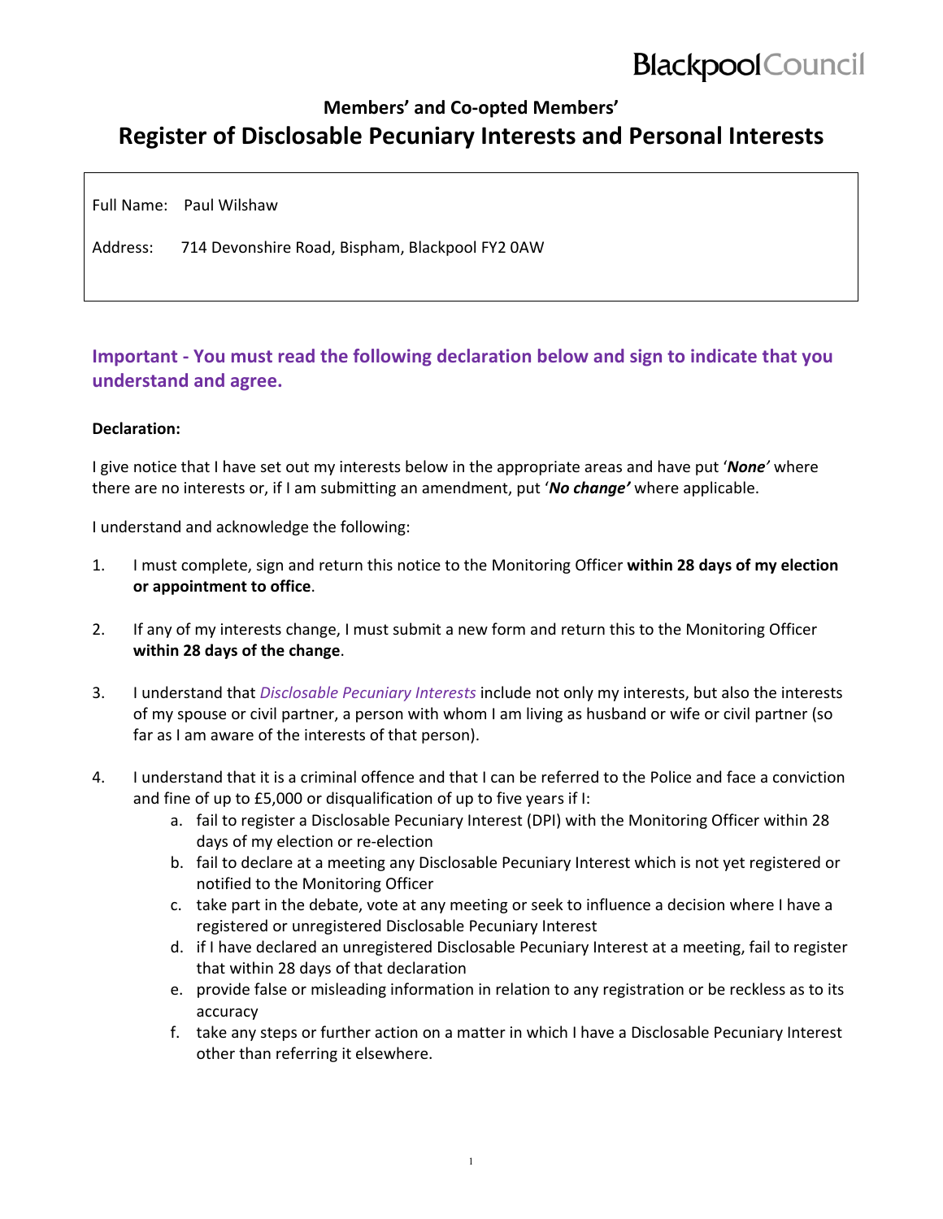## Members' and Co-opted Members'

# Register of Disclosable Pecuniary Interests and Personal Interests

Full Name: Paul Wilshaw

Address: 714 Devonshire Road, Bispham, Blackpool FY2 0AW

### Important - You must read the following declaration below and sign to indicate that you understand and agree.

**Declaration:**

I give notice that I have set out my interests below in the appropriate areas and have put '***None'*** where there are no interests or, if I am submitting an amendment, put '***No change'*** where applicable.

I understand and acknowledge the following:

1. I must complete, sign and return this notice to the Monitoring Officer **within 28 days of my election or appointment to office**.

2. If any of my interests change, I must submit a new form and return this to the Monitoring Officer **within 28 days of the change**.

3. I understand that *Disclosable Pecuniary Interests* include not only my interests, but also the interests of my spouse or civil partner, a person with whom I am living as husband or wife or civil partner (so far as I am aware of the interests of that person).

4. I understand that it is a criminal offence and that I can be referred to the Police and face a conviction and fine of up to £5,000 or disqualification of up to five years if I:
   a. fail to register a Disclosable Pecuniary Interest (DPI) with the Monitoring Officer within 28 days of my election or re-election
   b. fail to declare at a meeting any Disclosable Pecuniary Interest which is not yet registered or notified to the Monitoring Officer
   c. take part in the debate, vote at any meeting or seek to influence a decision where I have a registered or unregistered Disclosable Pecuniary Interest
   d. if I have declared an unregistered Disclosable Pecuniary Interest at a meeting, fail to register that within 28 days of that declaration
   e. provide false or misleading information in relation to any registration or be reckless as to its accuracy
   f. take any steps or further action on a matter in which I have a Disclosable Pecuniary Interest other than referring it elsewhere.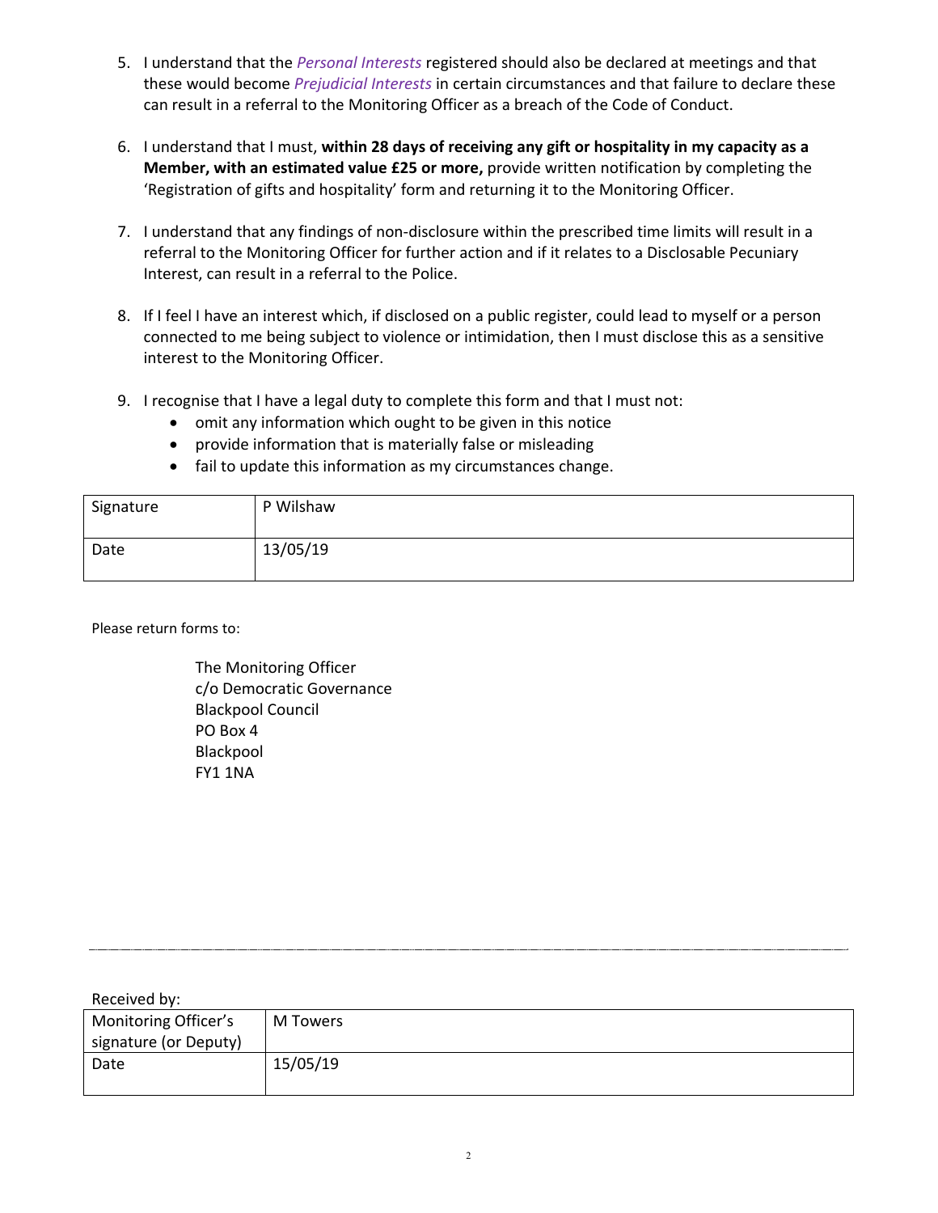5. I understand that the *Personal Interests* registered should also be declared at meetings and that these would become *Prejudicial Interests* in certain circumstances and that failure to declare these can result in a referral to the Monitoring Officer as a breach of the Code of Conduct.

6. I understand that I must, **within 28 days of receiving any gift or hospitality in my capacity as a Member, with an estimated value £25 or more,** provide written notification by completing the 'Registration of gifts and hospitality' form and returning it to the Monitoring Officer.

7. I understand that any findings of non-disclosure within the prescribed time limits will result in a referral to the Monitoring Officer for further action and if it relates to a Disclosable Pecuniary Interest, can result in a referral to the Police.

8. If I feel I have an interest which, if disclosed on a public register, could lead to myself or a person connected to me being subject to violence or intimidation, then I must disclose this as a sensitive interest to the Monitoring Officer.

9. I recognise that I have a legal duty to complete this form and that I must not:
   - omit any information which ought to be given in this notice
   - provide information that is materially false or misleading
   - fail to update this information as my circumstances change.

| Signature | P Wilshaw |
|---|---|
| Date | 13/05/19 |

Please return forms to:

The Monitoring Officer
c/o Democratic Governance
Blackpool Council
PO Box 4
Blackpool
FY1 1NA

---

Received by:

| Monitoring Officer's signature (or Deputy) | M Towers |
|---|---|
| Date | 15/05/19 |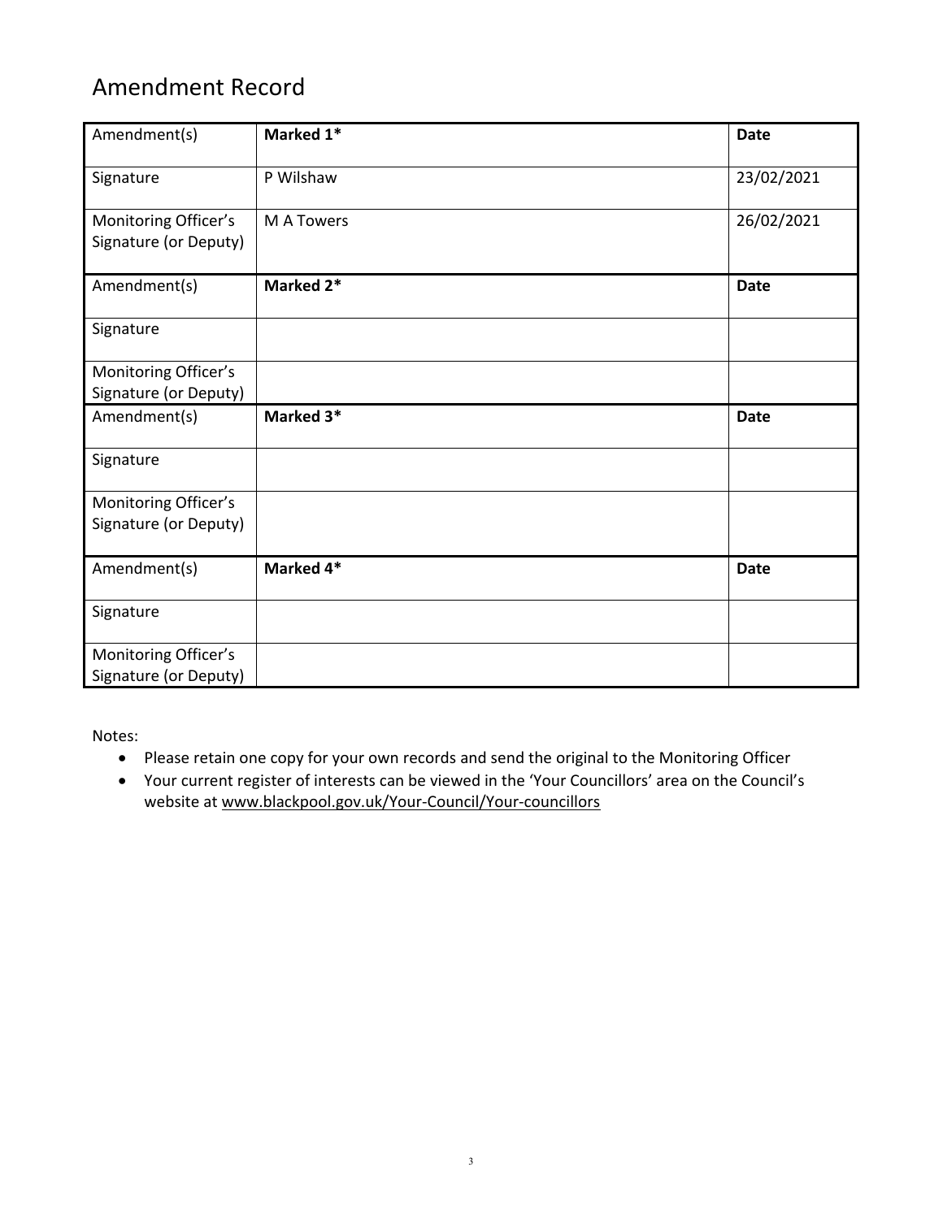## Amendment Record

| Amendment(s) | **Marked 1*** | **Date** |
| --- | --- | --- |
| Signature | P Wilshaw | 23/02/2021 |
| Monitoring Officer's Signature (or Deputy) | M A Towers | 26/02/2021 |
| Amendment(s) | **Marked 2*** | **Date** |
| Signature | | |
| Monitoring Officer's Signature (or Deputy) | | |
| Amendment(s) | **Marked 3*** | **Date** |
| Signature | | |
| Monitoring Officer's Signature (or Deputy) | | |
| Amendment(s) | **Marked 4*** | **Date** |
| Signature | | |
| Monitoring Officer's Signature (or Deputy) | | |

Notes:

- Please retain one copy for your own records and send the original to the Monitoring Officer
- Your current register of interests can be viewed in the 'Your Councillors' area on the Council's website at www.blackpool.gov.uk/Your-Council/Your-councillors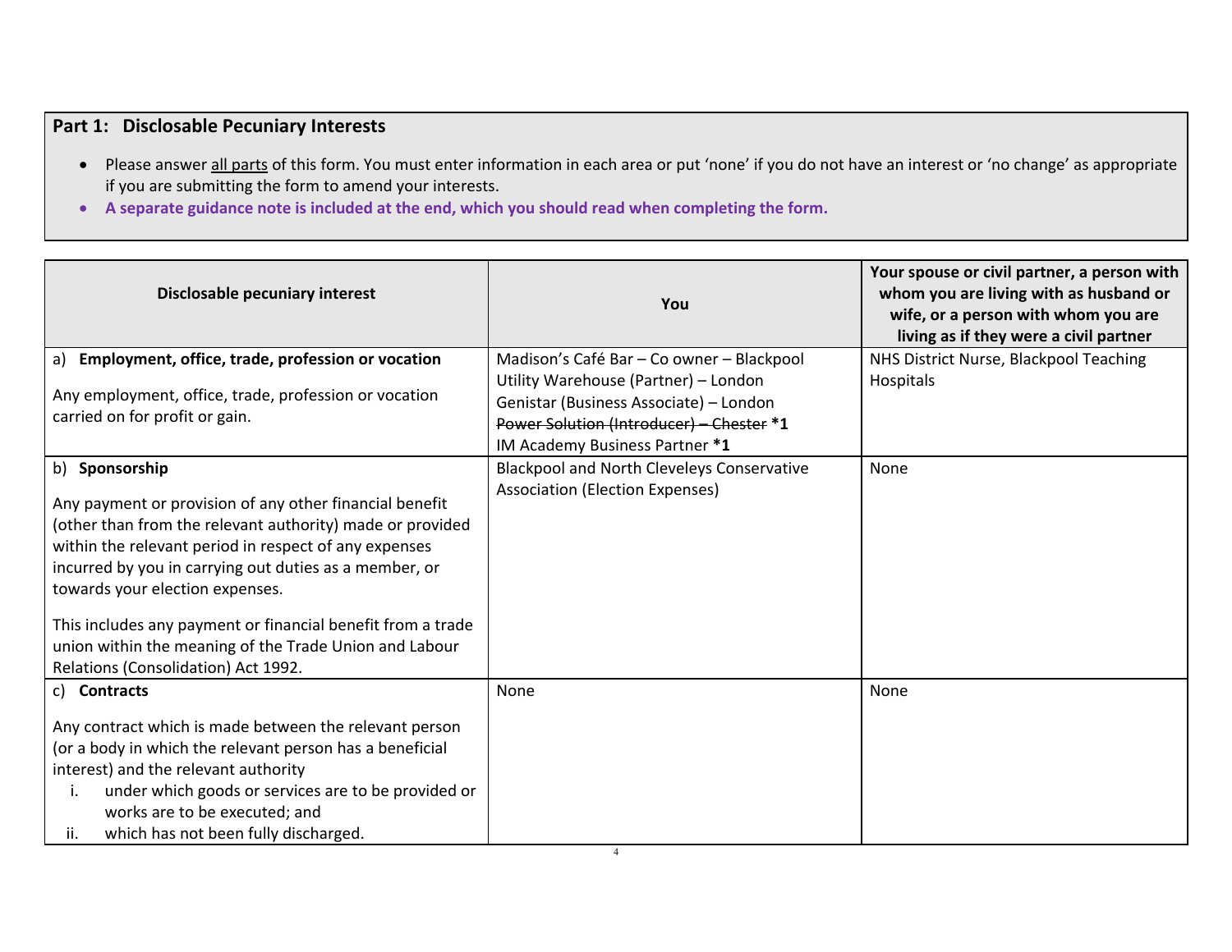## Part 1: Disclosable Pecuniary Interests

- Please answer all parts of this form. You must enter information in each area or put 'none' if you do not have an interest or 'no change' as appropriate if you are submitting the form to amend your interests.
- **A separate guidance note is included at the end, which you should read when completing the form.**

| Disclosable pecuniary interest | You | Your spouse or civil partner, a person with whom you are living with as husband or wife, or a person with whom you are living as if they were a civil partner |
|---|---|---|
| a) **Employment, office, trade, profession or vocation**<br><br>Any employment, office, trade, profession or vocation carried on for profit or gain. | Madison's Café Bar – Co owner – Blackpool<br>Utility Warehouse (Partner) – London<br>Genistar (Business Associate) – London<br>~~Power Solution (Introducer) – Chester~~ **\*1**<br>IM Academy Business Partner **\*1** | NHS District Nurse, Blackpool Teaching Hospitals |
| b) **Sponsorship**<br><br>Any payment or provision of any other financial benefit (other than from the relevant authority) made or provided within the relevant period in respect of any expenses incurred by you in carrying out duties as a member, or towards your election expenses.<br><br>This includes any payment or financial benefit from a trade union within the meaning of the Trade Union and Labour Relations (Consolidation) Act 1992. | Blackpool and North Cleveleys Conservative Association (Election Expenses) | None |
| c) **Contracts**<br><br>Any contract which is made between the relevant person (or a body in which the relevant person has a beneficial interest) and the relevant authority<br>i. under which goods or services are to be provided or works are to be executed; and<br>ii. which has not been fully discharged. | None | None |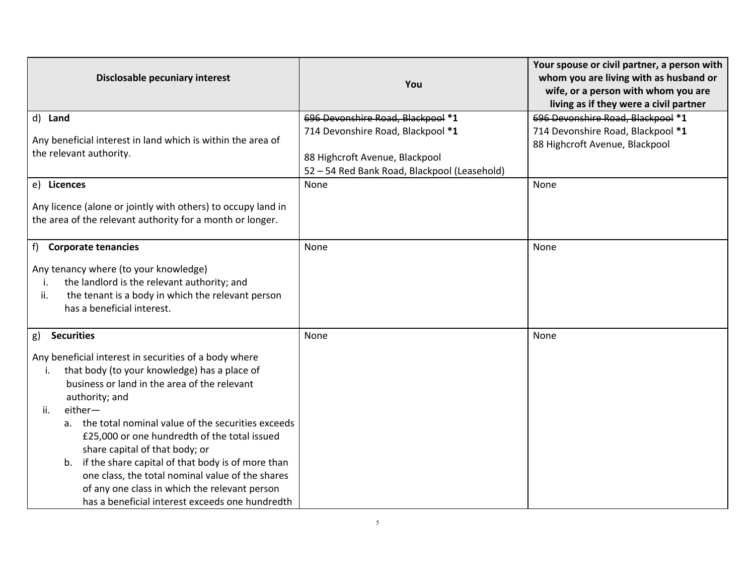| Disclosable pecuniary interest | You | Your spouse or civil partner, a person with whom you are living with as husband or wife, or a person with whom you are living as if they were a civil partner |
| --- | --- | --- |
| d) **Land**<br><br>Any beneficial interest in land which is within the area of the relevant authority. | ~~696 Devonshire Road, Blackpool~~ **\*1**<br>714 Devonshire Road, Blackpool **\*1**<br><br>88 Highcroft Avenue, Blackpool<br>52 – 54 Red Bank Road, Blackpool (Leasehold) | ~~696 Devonshire Road, Blackpool~~ **\*1**<br>714 Devonshire Road, Blackpool **\*1**<br>88 Highcroft Avenue, Blackpool |
| e) **Licences**<br><br>Any licence (alone or jointly with others) to occupy land in the area of the relevant authority for a month or longer. | None | None |
| f) **Corporate tenancies**<br><br>Any tenancy where (to your knowledge)<br>i. the landlord is the relevant authority; and<br>ii. the tenant is a body in which the relevant person has a beneficial interest. | None | None |
| g) **Securities**<br><br>Any beneficial interest in securities of a body where<br>i. that body (to your knowledge) has a place of business or land in the area of the relevant authority; and<br>ii. either—<br>a. the total nominal value of the securities exceeds £25,000 or one hundredth of the total issued share capital of that body; or<br>b. if the share capital of that body is of more than one class, the total nominal value of the shares of any one class in which the relevant person has a beneficial interest exceeds one hundredth | None | None |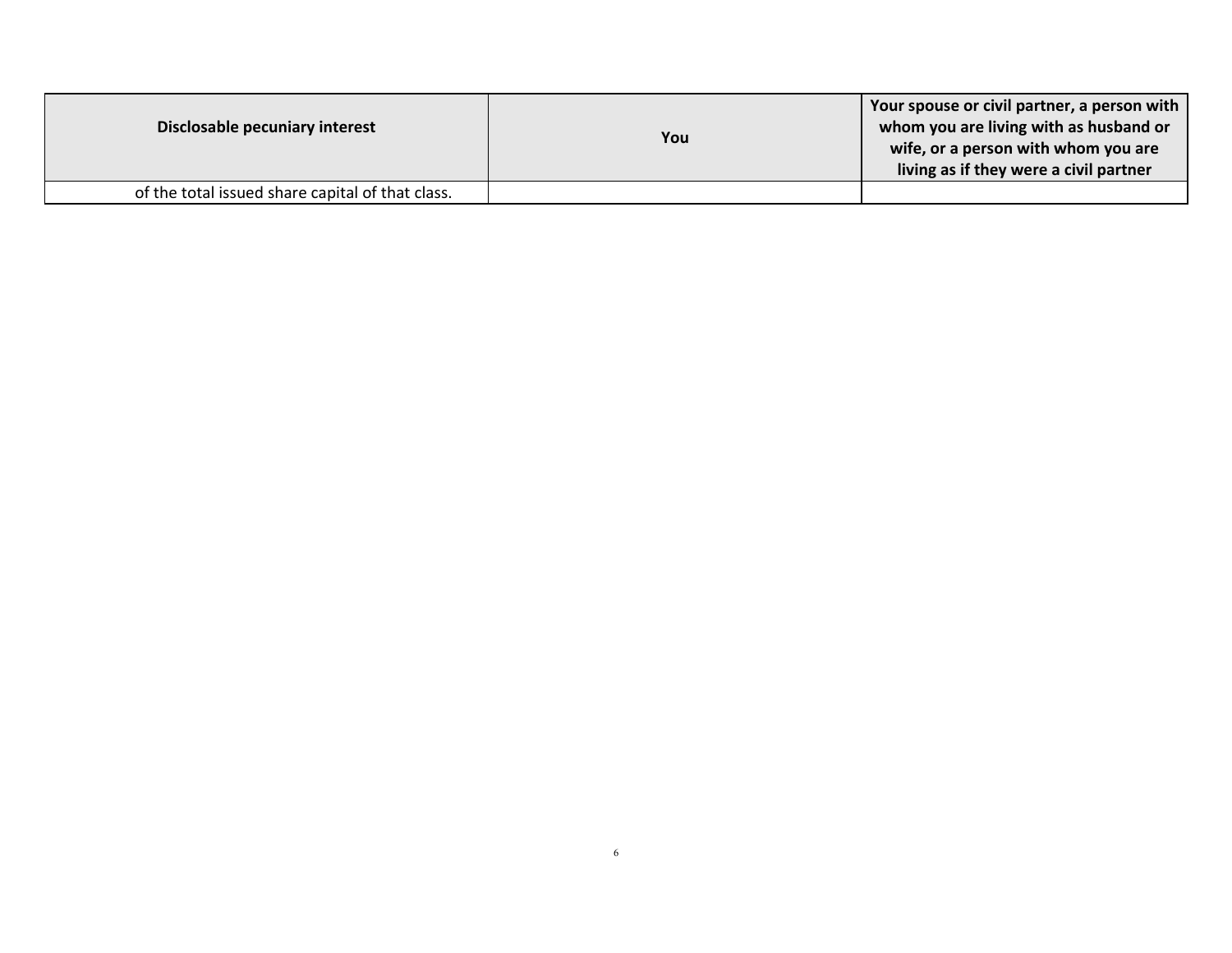| Disclosable pecuniary interest | You | Your spouse or civil partner, a person with whom you are living with as husband or wife, or a person with whom you are living as if they were a civil partner |
|---|---|---|
| of the total issued share capital of that class. | | |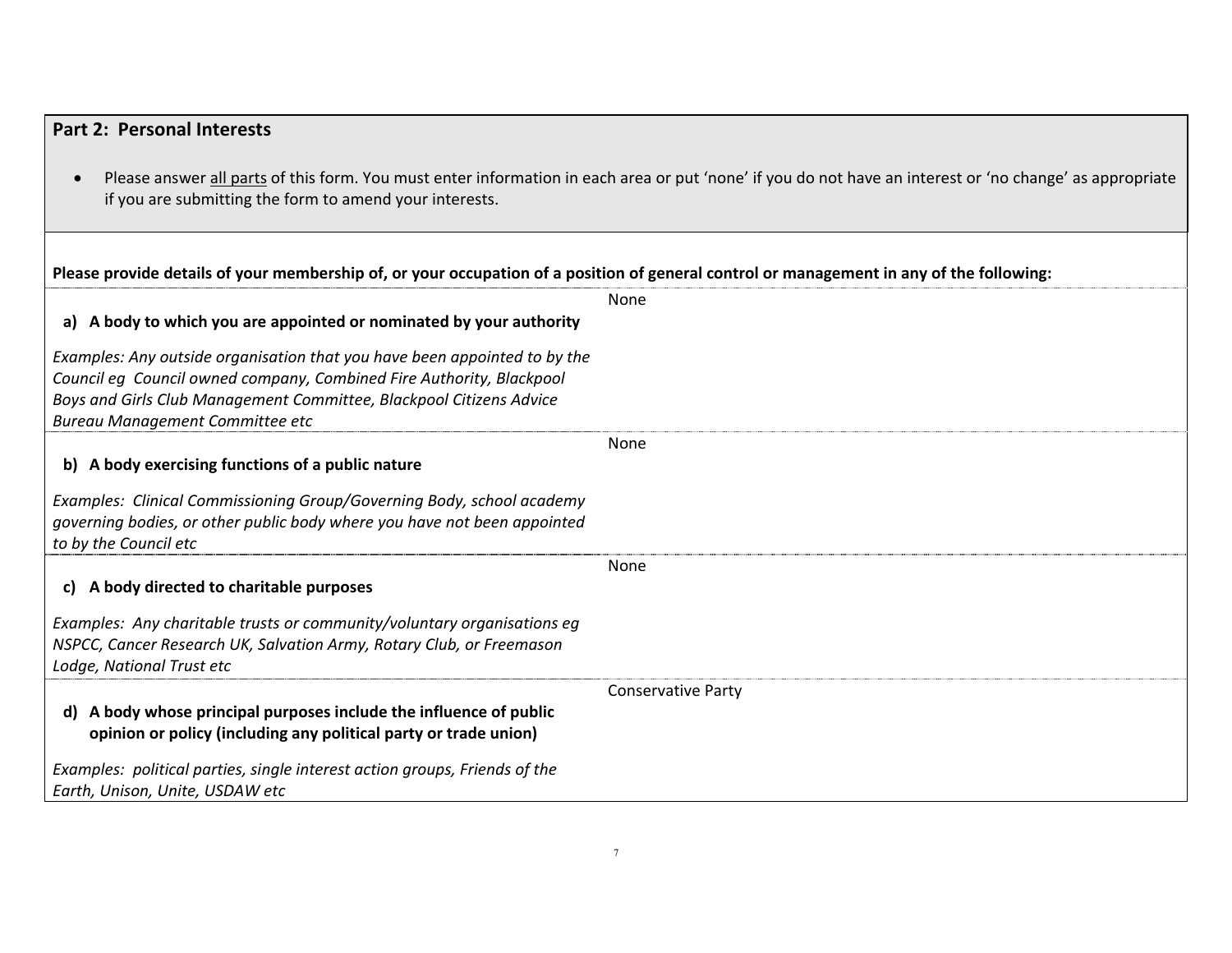## Part 2: Personal Interests

- Please answer <u>all parts</u> of this form. You must enter information in each area or put 'none' if you do not have an interest or 'no change' as appropriate if you are submitting the form to amend your interests.

**Please provide details of your membership of, or your occupation of a position of general control or management in any of the following:**

| | |
|---|---|
| **a) A body to which you are appointed or nominated by your authority**<br><br>*Examples: Any outside organisation that you have been appointed to by the Council eg Council owned company, Combined Fire Authority, Blackpool Boys and Girls Club Management Committee, Blackpool Citizens Advice Bureau Management Committee etc* | None |
| **b) A body exercising functions of a public nature**<br><br>*Examples: Clinical Commissioning Group/Governing Body, school academy governing bodies, or other public body where you have not been appointed to by the Council etc* | None |
| **c) A body directed to charitable purposes**<br><br>*Examples: Any charitable trusts or community/voluntary organisations eg NSPCC, Cancer Research UK, Salvation Army, Rotary Club, or Freemason Lodge, National Trust etc* | None |
| **d) A body whose principal purposes include the influence of public opinion or policy (including any political party or trade union)**<br><br>*Examples: political parties, single interest action groups, Friends of the Earth, Unison, Unite, USDAW etc* | Conservative Party |